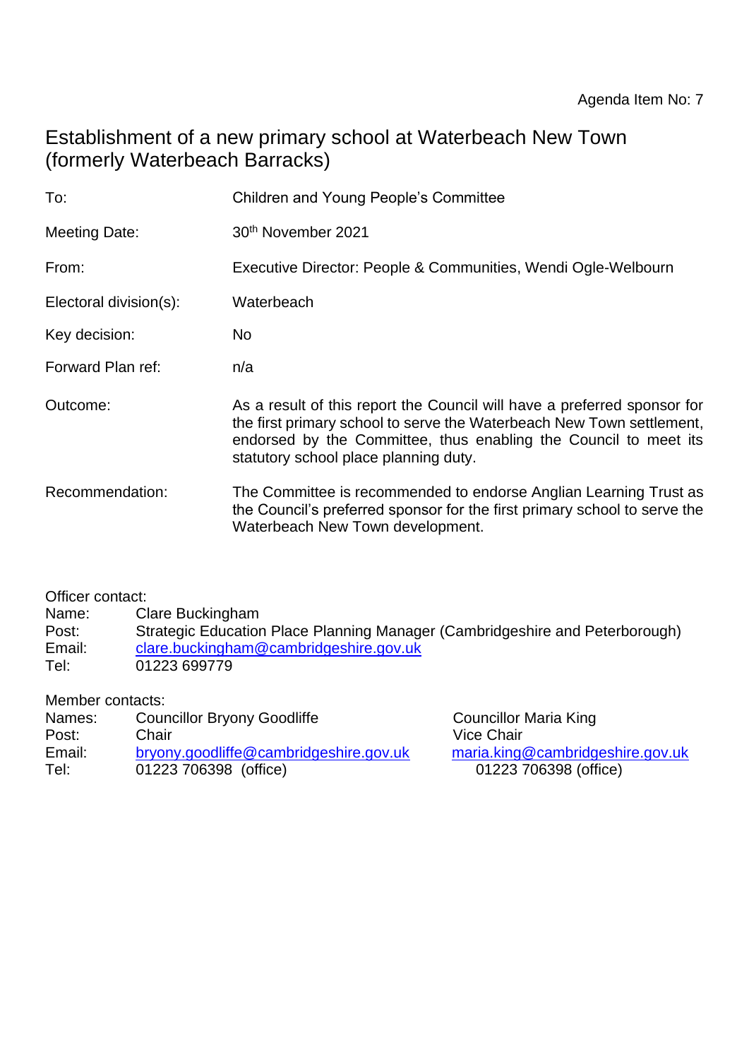Agenda Item No: 7

# Establishment of a new primary school at Waterbeach New Town (formerly Waterbeach Barracks)

| | |
|---|---|
| To: | Children and Young People's Committee |
| Meeting Date: | 30th November 2021 |
| From: | Executive Director: People & Communities, Wendi Ogle-Welbourn |
| Electoral division(s): | Waterbeach |
| Key decision: | No |
| Forward Plan ref: | n/a |
| Outcome: | As a result of this report the Council will have a preferred sponsor for the first primary school to serve the Waterbeach New Town settlement, endorsed by the Committee, thus enabling the Council to meet its statutory school place planning duty. |
| Recommendation: | The Committee is recommended to endorse Anglian Learning Trust as the Council's preferred sponsor for the first primary school to serve the Waterbeach New Town development. |

Officer contact:

| | |
|---|---|
| Name: | Clare Buckingham |
| Post: | Strategic Education Place Planning Manager (Cambridgeshire and Peterborough) |
| Email: | clare.buckingham@cambridgeshire.gov.uk |
| Tel: | 01223 699779 |

Member contacts:

| | | |
|---|---|---|
| Names: | Councillor Bryony Goodliffe | Councillor Maria King |
| Post: | Chair | Vice Chair |
| Email: | bryony.goodliffe@cambridgeshire.gov.uk | maria.king@cambridgeshire.gov.uk |
| Tel: | 01223 706398 (office) | 01223 706398 (office) |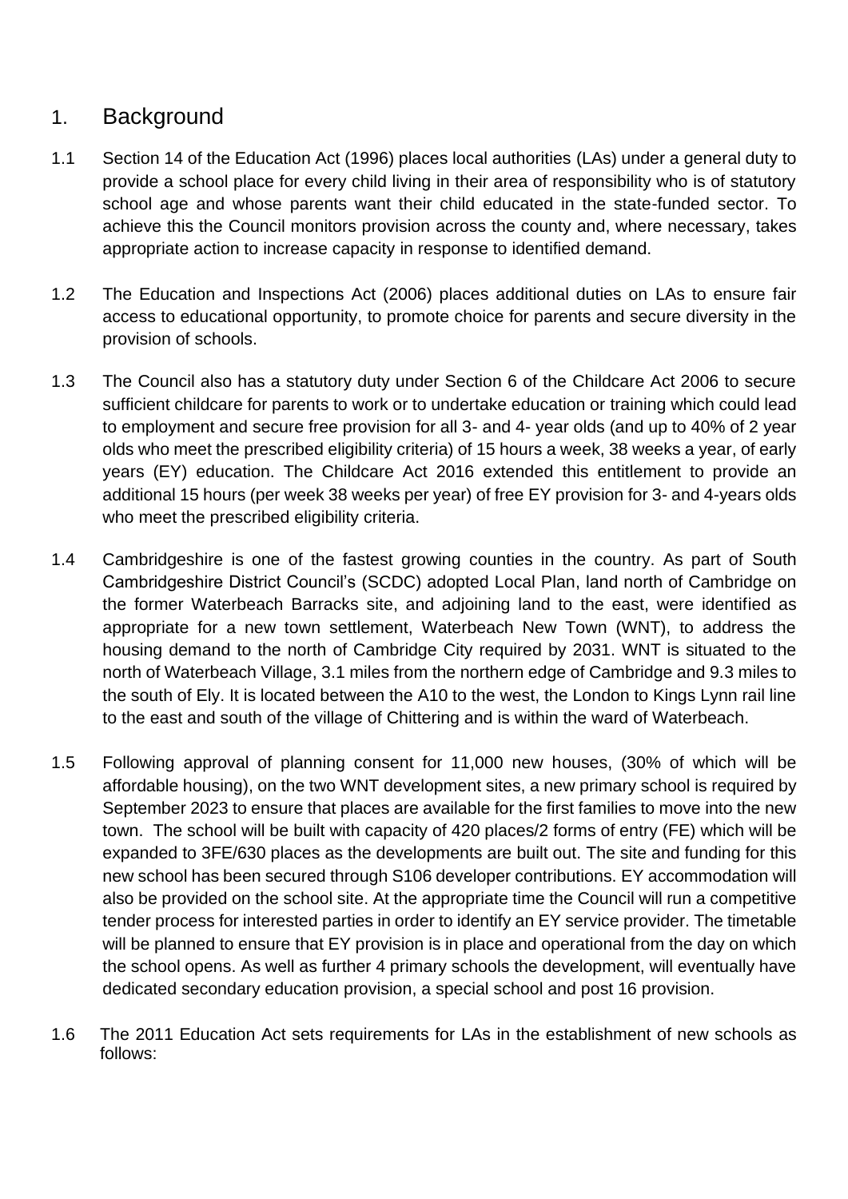## 1. Background

1.1 Section 14 of the Education Act (1996) places local authorities (LAs) under a general duty to provide a school place for every child living in their area of responsibility who is of statutory school age and whose parents want their child educated in the state-funded sector. To achieve this the Council monitors provision across the county and, where necessary, takes appropriate action to increase capacity in response to identified demand.

1.2 The Education and Inspections Act (2006) places additional duties on LAs to ensure fair access to educational opportunity, to promote choice for parents and secure diversity in the provision of schools.

1.3 The Council also has a statutory duty under Section 6 of the Childcare Act 2006 to secure sufficient childcare for parents to work or to undertake education or training which could lead to employment and secure free provision for all 3- and 4- year olds (and up to 40% of 2 year olds who meet the prescribed eligibility criteria) of 15 hours a week, 38 weeks a year, of early years (EY) education. The Childcare Act 2016 extended this entitlement to provide an additional 15 hours (per week 38 weeks per year) of free EY provision for 3- and 4-years olds who meet the prescribed eligibility criteria.

1.4 Cambridgeshire is one of the fastest growing counties in the country. As part of South Cambridgeshire District Council's (SCDC) adopted Local Plan, land north of Cambridge on the former Waterbeach Barracks site, and adjoining land to the east, were identified as appropriate for a new town settlement, Waterbeach New Town (WNT), to address the housing demand to the north of Cambridge City required by 2031. WNT is situated to the north of Waterbeach Village, 3.1 miles from the northern edge of Cambridge and 9.3 miles to the south of Ely. It is located between the A10 to the west, the London to Kings Lynn rail line to the east and south of the village of Chittering and is within the ward of Waterbeach.

1.5 Following approval of planning consent for 11,000 new houses, (30% of which will be affordable housing), on the two WNT development sites, a new primary school is required by September 2023 to ensure that places are available for the first families to move into the new town. The school will be built with capacity of 420 places/2 forms of entry (FE) which will be expanded to 3FE/630 places as the developments are built out. The site and funding for this new school has been secured through S106 developer contributions. EY accommodation will also be provided on the school site. At the appropriate time the Council will run a competitive tender process for interested parties in order to identify an EY service provider. The timetable will be planned to ensure that EY provision is in place and operational from the day on which the school opens. As well as further 4 primary schools the development, will eventually have dedicated secondary education provision, a special school and post 16 provision.

1.6 The 2011 Education Act sets requirements for LAs in the establishment of new schools as follows: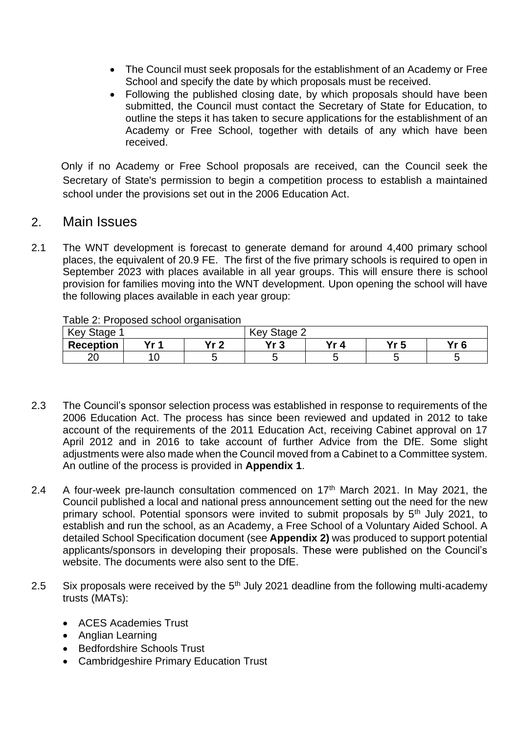- The Council must seek proposals for the establishment of an Academy or Free School and specify the date by which proposals must be received.
- Following the published closing date, by which proposals should have been submitted, the Council must contact the Secretary of State for Education, to outline the steps it has taken to secure applications for the establishment of an Academy or Free School, together with details of any which have been received.

Only if no Academy or Free School proposals are received, can the Council seek the Secretary of State's permission to begin a competition process to establish a maintained school under the provisions set out in the 2006 Education Act.

## 2. Main Issues

2.1 The WNT development is forecast to generate demand for around 4,400 primary school places, the equivalent of 20.9 FE. The first of the five primary schools is required to open in September 2023 with places available in all year groups. This will ensure there is school provision for families moving into the WNT development. Upon opening the school will have the following places available in each year group:

Table 2: Proposed school organisation

| Key Stage 1 | | | Key Stage 2 | | | |
|---|---|---|---|---|---|---|
| **Reception** | **Yr 1** | **Yr 2** | **Yr 3** | **Yr 4** | **Yr 5** | **Yr 6** |
| 20 | 10 | 5 | 5 | 5 | 5 | 5 |

2.3 The Council's sponsor selection process was established in response to requirements of the 2006 Education Act. The process has since been reviewed and updated in 2012 to take account of the requirements of the 2011 Education Act, receiving Cabinet approval on 17 April 2012 and in 2016 to take account of further Advice from the DfE. Some slight adjustments were also made when the Council moved from a Cabinet to a Committee system. An outline of the process is provided in **Appendix 1**.

2.4 A four-week pre-launch consultation commenced on 17th March 2021. In May 2021, the Council published a local and national press announcement setting out the need for the new primary school. Potential sponsors were invited to submit proposals by 5th July 2021, to establish and run the school, as an Academy, a Free School of a Voluntary Aided School. A detailed School Specification document (see **Appendix 2)** was produced to support potential applicants/sponsors in developing their proposals. These were published on the Council's website. The documents were also sent to the DfE.

2.5 Six proposals were received by the 5th July 2021 deadline from the following multi-academy trusts (MATs):

- ACES Academies Trust
- Anglian Learning
- Bedfordshire Schools Trust
- Cambridgeshire Primary Education Trust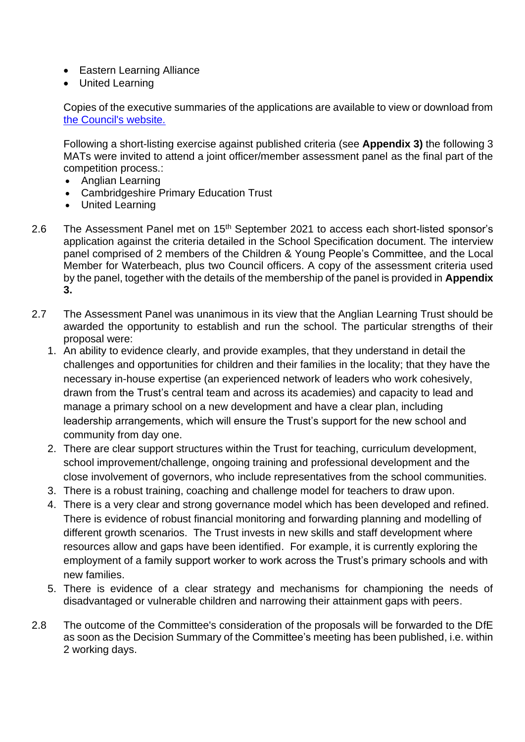- Eastern Learning Alliance
- United Learning

Copies of the executive summaries of the applications are available to view or download from [the Council's website.](#)

Following a short-listing exercise against published criteria (see **Appendix 3)** the following 3 MATs were invited to attend a joint officer/member assessment panel as the final part of the competition process.:

- Anglian Learning
- Cambridgeshire Primary Education Trust
- United Learning

2.6 The Assessment Panel met on 15th September 2021 to access each short-listed sponsor's application against the criteria detailed in the School Specification document. The interview panel comprised of 2 members of the Children & Young People's Committee, and the Local Member for Waterbeach, plus two Council officers. A copy of the assessment criteria used by the panel, together with the details of the membership of the panel is provided in **Appendix 3.**

2.7 The Assessment Panel was unanimous in its view that the Anglian Learning Trust should be awarded the opportunity to establish and run the school. The particular strengths of their proposal were:

1. An ability to evidence clearly, and provide examples, that they understand in detail the challenges and opportunities for children and their families in the locality; that they have the necessary in-house expertise (an experienced network of leaders who work cohesively, drawn from the Trust's central team and across its academies) and capacity to lead and manage a primary school on a new development and have a clear plan, including leadership arrangements, which will ensure the Trust's support for the new school and community from day one.
2. There are clear support structures within the Trust for teaching, curriculum development, school improvement/challenge, ongoing training and professional development and the close involvement of governors, who include representatives from the school communities.
3. There is a robust training, coaching and challenge model for teachers to draw upon.
4. There is a very clear and strong governance model which has been developed and refined. There is evidence of robust financial monitoring and forwarding planning and modelling of different growth scenarios. The Trust invests in new skills and staff development where resources allow and gaps have been identified. For example, it is currently exploring the employment of a family support worker to work across the Trust's primary schools and with new families.
5. There is evidence of a clear strategy and mechanisms for championing the needs of disadvantaged or vulnerable children and narrowing their attainment gaps with peers.

2.8 The outcome of the Committee's consideration of the proposals will be forwarded to the DfE as soon as the Decision Summary of the Committee's meeting has been published, i.e. within 2 working days.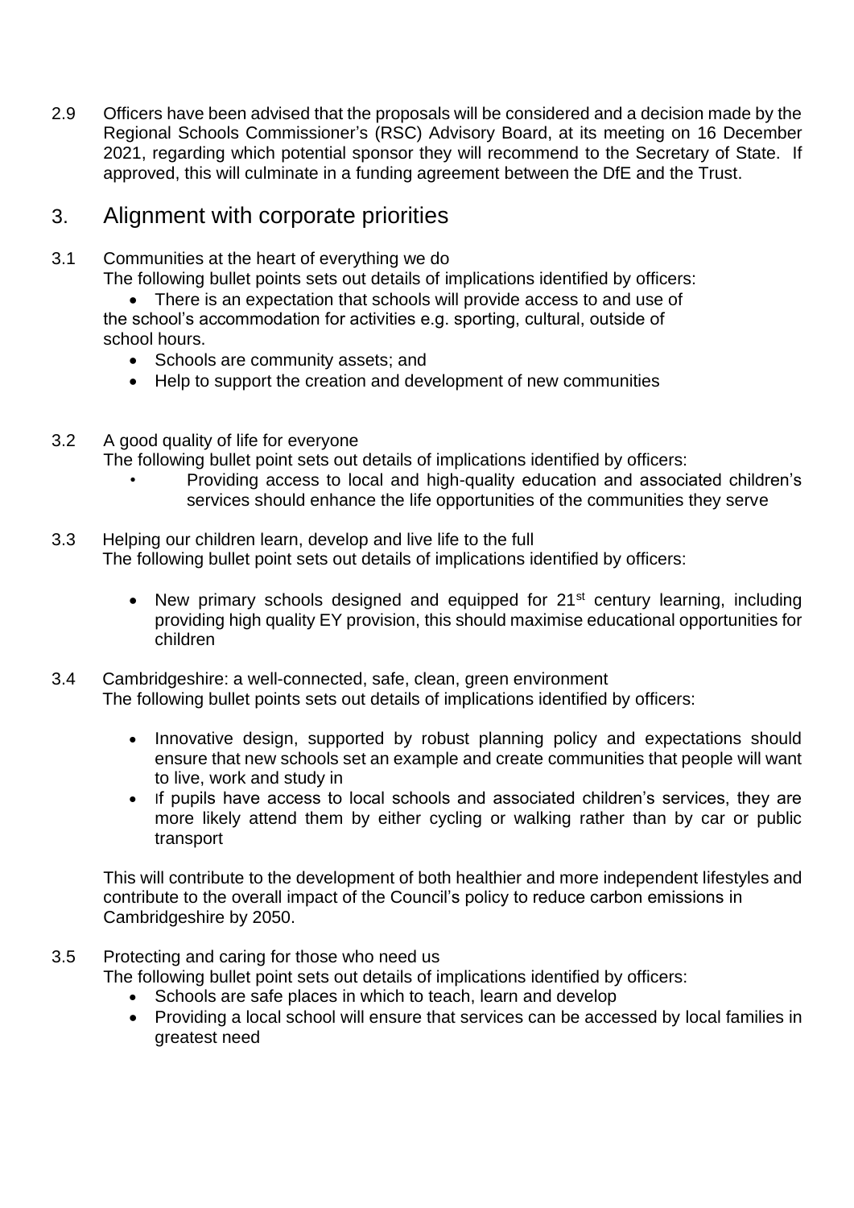2.9 Officers have been advised that the proposals will be considered and a decision made by the Regional Schools Commissioner's (RSC) Advisory Board, at its meeting on 16 December 2021, regarding which potential sponsor they will recommend to the Secretary of State. If approved, this will culminate in a funding agreement between the DfE and the Trust.

## 3. Alignment with corporate priorities

3.1 Communities at the heart of everything we do

The following bullet points sets out details of implications identified by officers:

- There is an expectation that schools will provide access to and use of the school's accommodation for activities e.g. sporting, cultural, outside of school hours.
- Schools are community assets; and
- Help to support the creation and development of new communities

3.2 A good quality of life for everyone

The following bullet point sets out details of implications identified by officers:

- Providing access to local and high-quality education and associated children's services should enhance the life opportunities of the communities they serve

3.3 Helping our children learn, develop and live life to the full

The following bullet point sets out details of implications identified by officers:

- New primary schools designed and equipped for 21st century learning, including providing high quality EY provision, this should maximise educational opportunities for children

3.4 Cambridgeshire: a well-connected, safe, clean, green environment

The following bullet points sets out details of implications identified by officers:

- Innovative design, supported by robust planning policy and expectations should ensure that new schools set an example and create communities that people will want to live, work and study in
- If pupils have access to local schools and associated children's services, they are more likely attend them by either cycling or walking rather than by car or public transport

This will contribute to the development of both healthier and more independent lifestyles and contribute to the overall impact of the Council's policy to reduce carbon emissions in Cambridgeshire by 2050.

3.5 Protecting and caring for those who need us

The following bullet point sets out details of implications identified by officers:

- Schools are safe places in which to teach, learn and develop
- Providing a local school will ensure that services can be accessed by local families in greatest need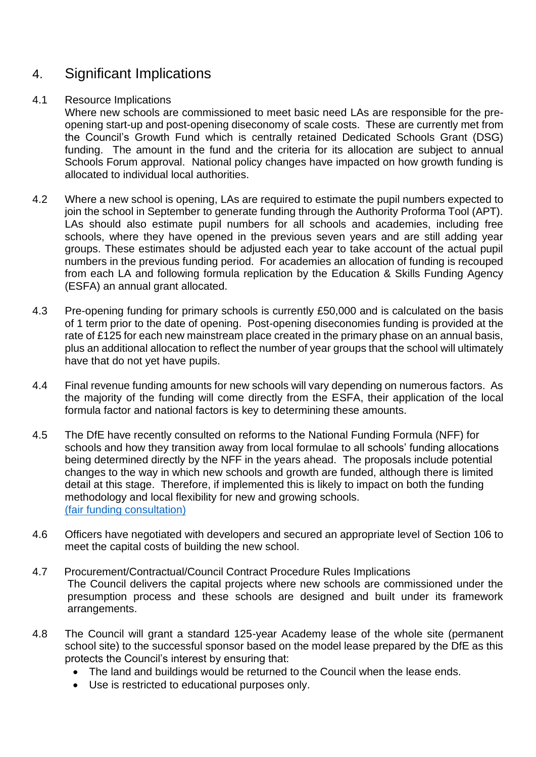## 4. Significant Implications

4.1 Resource Implications

Where new schools are commissioned to meet basic need LAs are responsible for the pre-opening start-up and post-opening diseconomy of scale costs. These are currently met from the Council's Growth Fund which is centrally retained Dedicated Schools Grant (DSG) funding. The amount in the fund and the criteria for its allocation are subject to annual Schools Forum approval. National policy changes have impacted on how growth funding is allocated to individual local authorities.

4.2 Where a new school is opening, LAs are required to estimate the pupil numbers expected to join the school in September to generate funding through the Authority Proforma Tool (APT). LAs should also estimate pupil numbers for all schools and academies, including free schools, where they have opened in the previous seven years and are still adding year groups. These estimates should be adjusted each year to take account of the actual pupil numbers in the previous funding period. For academies an allocation of funding is recouped from each LA and following formula replication by the Education & Skills Funding Agency (ESFA) an annual grant allocated.

4.3 Pre-opening funding for primary schools is currently £50,000 and is calculated on the basis of 1 term prior to the date of opening. Post-opening diseconomies funding is provided at the rate of £125 for each new mainstream place created in the primary phase on an annual basis, plus an additional allocation to reflect the number of year groups that the school will ultimately have that do not yet have pupils.

4.4 Final revenue funding amounts for new schools will vary depending on numerous factors. As the majority of the funding will come directly from the ESFA, their application of the local formula factor and national factors is key to determining these amounts.

4.5 The DfE have recently consulted on reforms to the National Funding Formula (NFF) for schools and how they transition away from local formulae to all schools' funding allocations being determined directly by the NFF in the years ahead. The proposals include potential changes to the way in which new schools and growth are funded, although there is limited detail at this stage. Therefore, if implemented this is likely to impact on both the funding methodology and local flexibility for new and growing schools.
(fair funding consultation)

4.6 Officers have negotiated with developers and secured an appropriate level of Section 106 to meet the capital costs of building the new school.

4.7 Procurement/Contractual/Council Contract Procedure Rules Implications

The Council delivers the capital projects where new schools are commissioned under the presumption process and these schools are designed and built under its framework arrangements.

4.8 The Council will grant a standard 125-year Academy lease of the whole site (permanent school site) to the successful sponsor based on the model lease prepared by the DfE as this protects the Council's interest by ensuring that:

- The land and buildings would be returned to the Council when the lease ends.
- Use is restricted to educational purposes only.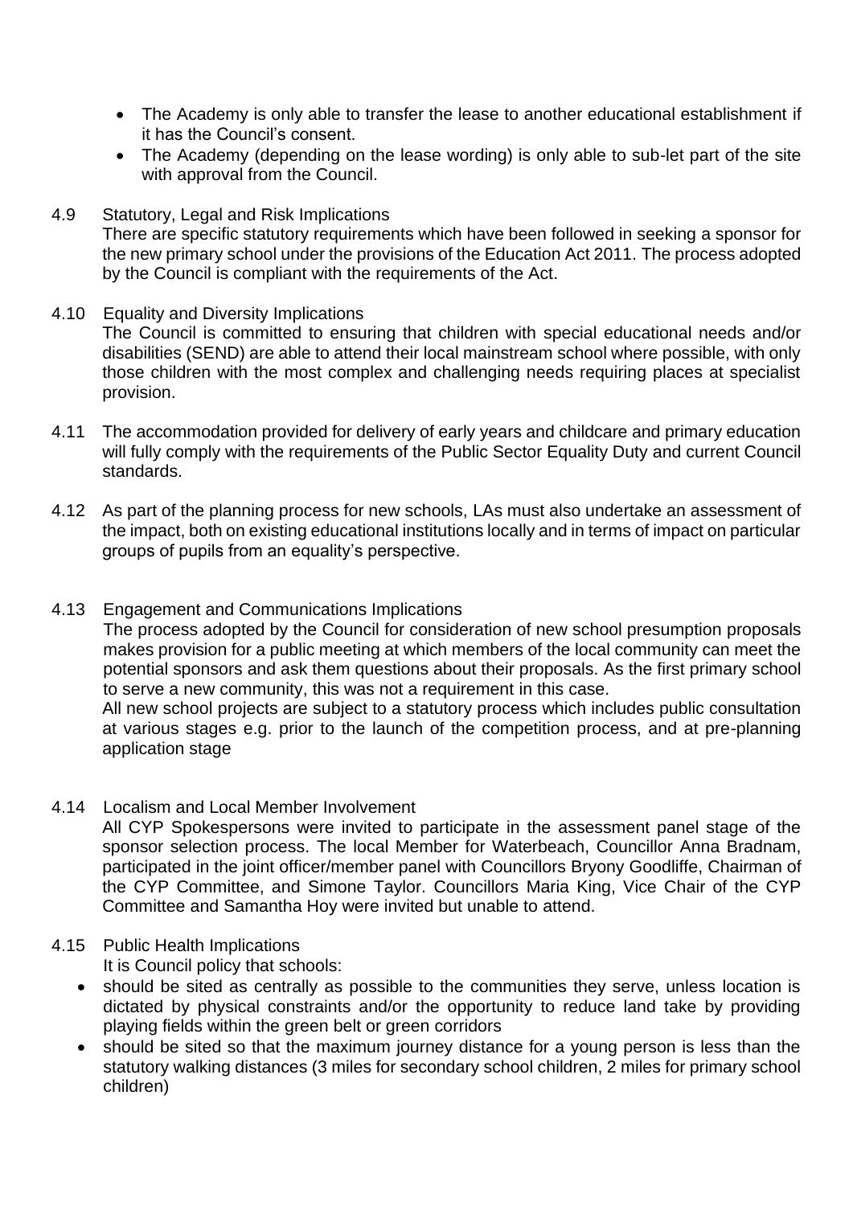- The Academy is only able to transfer the lease to another educational establishment if it has the Council's consent.
- The Academy (depending on the lease wording) is only able to sub-let part of the site with approval from the Council.

4.9 Statutory, Legal and Risk Implications

There are specific statutory requirements which have been followed in seeking a sponsor for the new primary school under the provisions of the Education Act 2011. The process adopted by the Council is compliant with the requirements of the Act.

4.10 Equality and Diversity Implications

The Council is committed to ensuring that children with special educational needs and/or disabilities (SEND) are able to attend their local mainstream school where possible, with only those children with the most complex and challenging needs requiring places at specialist provision.

4.11 The accommodation provided for delivery of early years and childcare and primary education will fully comply with the requirements of the Public Sector Equality Duty and current Council standards.

4.12 As part of the planning process for new schools, LAs must also undertake an assessment of the impact, both on existing educational institutions locally and in terms of impact on particular groups of pupils from an equality's perspective.

4.13 Engagement and Communications Implications

The process adopted by the Council for consideration of new school presumption proposals makes provision for a public meeting at which members of the local community can meet the potential sponsors and ask them questions about their proposals. As the first primary school to serve a new community, this was not a requirement in this case.

All new school projects are subject to a statutory process which includes public consultation at various stages e.g. prior to the launch of the competition process, and at pre-planning application stage

4.14 Localism and Local Member Involvement

All CYP Spokespersons were invited to participate in the assessment panel stage of the sponsor selection process. The local Member for Waterbeach, Councillor Anna Bradnam, participated in the joint officer/member panel with Councillors Bryony Goodliffe, Chairman of the CYP Committee, and Simone Taylor. Councillors Maria King, Vice Chair of the CYP Committee and Samantha Hoy were invited but unable to attend.

4.15 Public Health Implications

It is Council policy that schools:

- should be sited as centrally as possible to the communities they serve, unless location is dictated by physical constraints and/or the opportunity to reduce land take by providing playing fields within the green belt or green corridors
- should be sited so that the maximum journey distance for a young person is less than the statutory walking distances (3 miles for secondary school children, 2 miles for primary school children)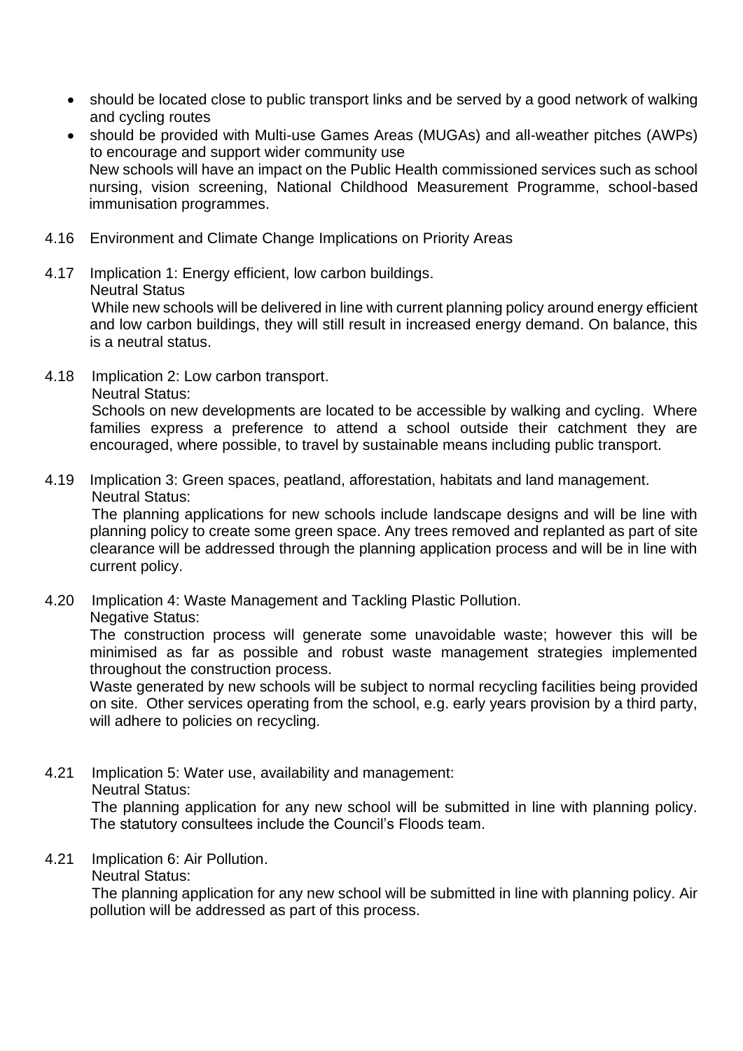- should be located close to public transport links and be served by a good network of walking and cycling routes
- should be provided with Multi-use Games Areas (MUGAs) and all-weather pitches (AWPs) to encourage and support wider community use

  New schools will have an impact on the Public Health commissioned services such as school nursing, vision screening, National Childhood Measurement Programme, school-based immunisation programmes.

4.16 Environment and Climate Change Implications on Priority Areas

4.17 Implication 1: Energy efficient, low carbon buildings.
Neutral Status
While new schools will be delivered in line with current planning policy around energy efficient and low carbon buildings, they will still result in increased energy demand. On balance, this is a neutral status.

4.18 Implication 2: Low carbon transport.
Neutral Status:
Schools on new developments are located to be accessible by walking and cycling. Where families express a preference to attend a school outside their catchment they are encouraged, where possible, to travel by sustainable means including public transport.

4.19 Implication 3: Green spaces, peatland, afforestation, habitats and land management.
Neutral Status:
The planning applications for new schools include landscape designs and will be line with planning policy to create some green space. Any trees removed and replanted as part of site clearance will be addressed through the planning application process and will be in line with current policy.

4.20 Implication 4: Waste Management and Tackling Plastic Pollution.
Negative Status:
The construction process will generate some unavoidable waste; however this will be minimised as far as possible and robust waste management strategies implemented throughout the construction process.
Waste generated by new schools will be subject to normal recycling facilities being provided on site. Other services operating from the school, e.g. early years provision by a third party, will adhere to policies on recycling.

4.21 Implication 5: Water use, availability and management:
Neutral Status:
The planning application for any new school will be submitted in line with planning policy. The statutory consultees include the Council's Floods team.

4.21 Implication 6: Air Pollution.
Neutral Status:
The planning application for any new school will be submitted in line with planning policy. Air pollution will be addressed as part of this process.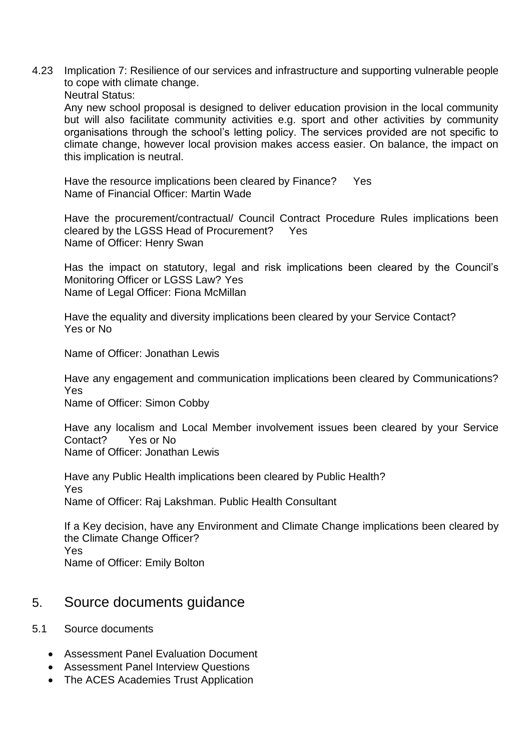4.23 Implication 7: Resilience of our services and infrastructure and supporting vulnerable people to cope with climate change.

Neutral Status:

Any new school proposal is designed to deliver education provision in the local community but will also facilitate community activities e.g. sport and other activities by community organisations through the school's letting policy. The services provided are not specific to climate change, however local provision makes access easier. On balance, the impact on this implication is neutral.

Have the resource implications been cleared by Finance? Yes
Name of Financial Officer: Martin Wade

Have the procurement/contractual/ Council Contract Procedure Rules implications been cleared by the LGSS Head of Procurement? Yes
Name of Officer: Henry Swan

Has the impact on statutory, legal and risk implications been cleared by the Council's Monitoring Officer or LGSS Law? Yes
Name of Legal Officer: Fiona McMillan

Have the equality and diversity implications been cleared by your Service Contact?
Yes or No

Name of Officer: Jonathan Lewis

Have any engagement and communication implications been cleared by Communications?
Yes
Name of Officer: Simon Cobby

Have any localism and Local Member involvement issues been cleared by your Service Contact? Yes or No
Name of Officer: Jonathan Lewis

Have any Public Health implications been cleared by Public Health?
Yes
Name of Officer: Raj Lakshman. Public Health Consultant

If a Key decision, have any Environment and Climate Change implications been cleared by the Climate Change Officer?
Yes
Name of Officer: Emily Bolton

## 5. Source documents guidance

5.1 Source documents

- Assessment Panel Evaluation Document
- Assessment Panel Interview Questions
- The ACES Academies Trust Application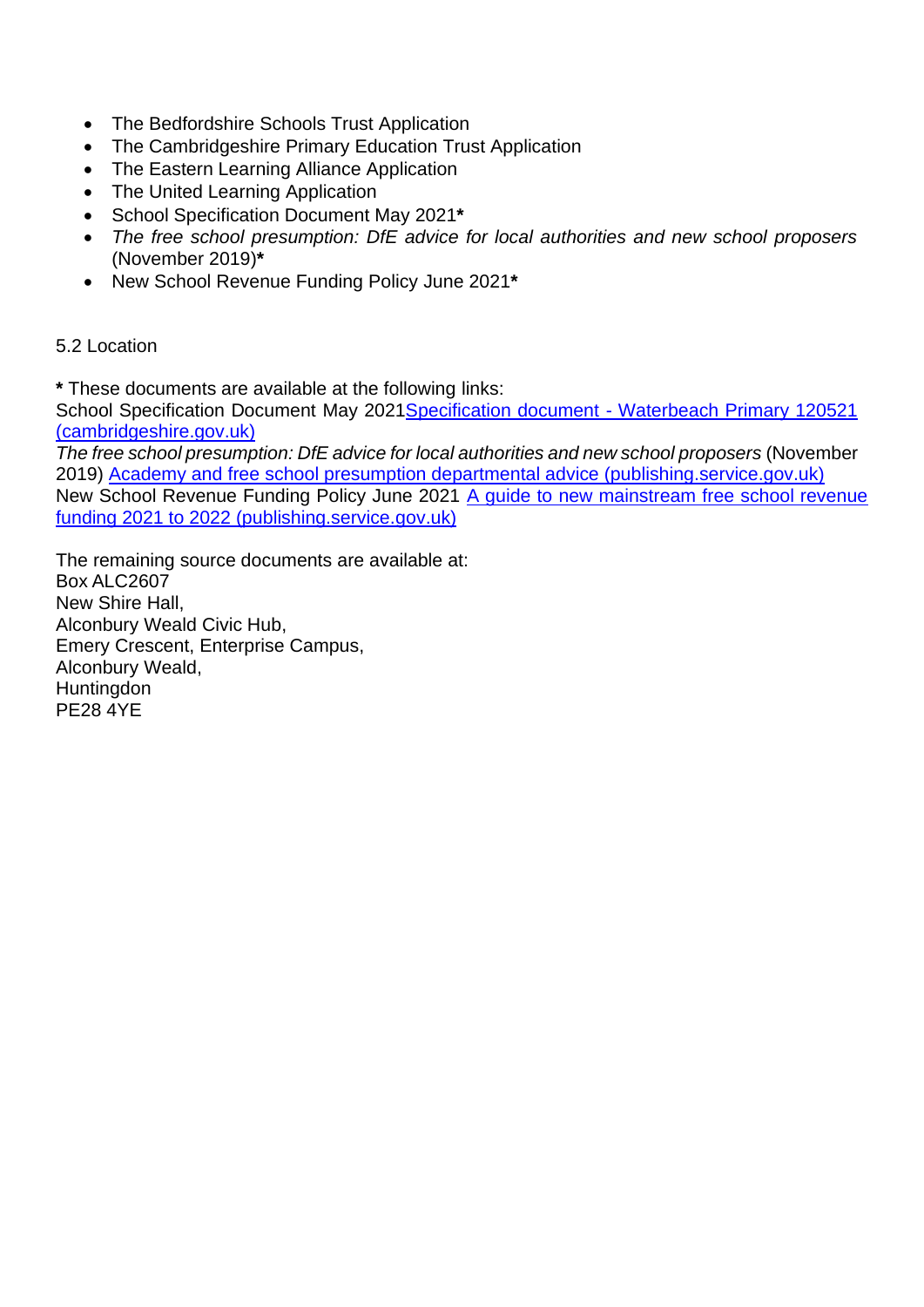- The Bedfordshire Schools Trust Application
- The Cambridgeshire Primary Education Trust Application
- The Eastern Learning Alliance Application
- The United Learning Application
- School Specification Document May 2021**\***
- *The free school presumption: DfE advice for local authorities and new school proposers* (November 2019)**\***
- New School Revenue Funding Policy June 2021**\***

5.2 Location

**\*** These documents are available at the following links:
School Specification Document May 2021[Specification document - Waterbeach Primary 120521 (cambridgeshire.gov.uk)]
*The free school presumption: DfE advice for local authorities and new school proposers* (November 2019) [Academy and free school presumption departmental advice (publishing.service.gov.uk)]
New School Revenue Funding Policy June 2021 [A guide to new mainstream free school revenue funding 2021 to 2022 (publishing.service.gov.uk)]

The remaining source documents are available at:
Box ALC2607
New Shire Hall,
Alconbury Weald Civic Hub,
Emery Crescent, Enterprise Campus,
Alconbury Weald,
Huntingdon
PE28 4YE